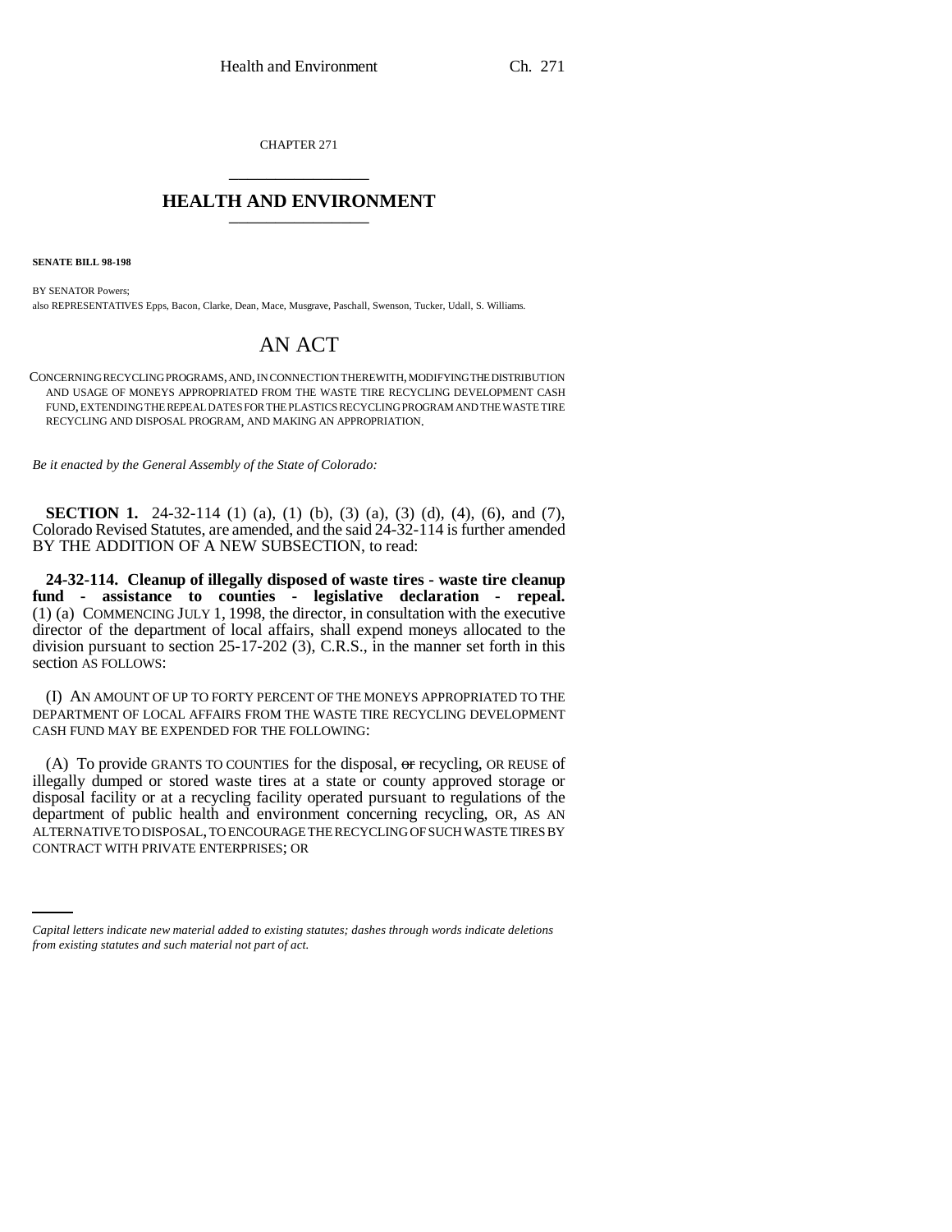CHAPTER 271

# HEALTH AND ENVIRONMENT

**SENATE BILL 98-198**

BY SENATOR Powers;
also REPRESENTATIVES Epps, Bacon, Clarke, Dean, Mace, Musgrave, Paschall, Swenson, Tucker, Udall, S. Williams.

# AN ACT

CONCERNING RECYCLING PROGRAMS, AND, IN CONNECTION THEREWITH, MODIFYING THE DISTRIBUTION AND USAGE OF MONEYS APPROPRIATED FROM THE WASTE TIRE RECYCLING DEVELOPMENT CASH FUND, EXTENDING THE REPEAL DATES FOR THE PLASTICS RECYCLING PROGRAM AND THE WASTE TIRE RECYCLING AND DISPOSAL PROGRAM, AND MAKING AN APPROPRIATION.

*Be it enacted by the General Assembly of the State of Colorado:*

**SECTION 1.** 24-32-114 (1) (a), (1) (b), (3) (a), (3) (d), (4), (6), and (7), Colorado Revised Statutes, are amended, and the said 24-32-114 is further amended BY THE ADDITION OF A NEW SUBSECTION, to read:

**24-32-114. Cleanup of illegally disposed of waste tires - waste tire cleanup fund - assistance to counties - legislative declaration - repeal.** (1) (a) COMMENCING JULY 1, 1998, the director, in consultation with the executive director of the department of local affairs, shall expend moneys allocated to the division pursuant to section 25-17-202 (3), C.R.S., in the manner set forth in this section AS FOLLOWS:

(I) AN AMOUNT OF UP TO FORTY PERCENT OF THE MONEYS APPROPRIATED TO THE DEPARTMENT OF LOCAL AFFAIRS FROM THE WASTE TIRE RECYCLING DEVELOPMENT CASH FUND MAY BE EXPENDED FOR THE FOLLOWING:

(A) To provide GRANTS TO COUNTIES for the disposal, ~~or~~ recycling, OR REUSE of illegally dumped or stored waste tires at a state or county approved storage or disposal facility or at a recycling facility operated pursuant to regulations of the department of public health and environment concerning recycling, OR, AS AN ALTERNATIVE TO DISPOSAL, TO ENCOURAGE THE RECYCLING OF SUCH WASTE TIRES BY CONTRACT WITH PRIVATE ENTERPRISES; OR

*Capital letters indicate new material added to existing statutes; dashes through words indicate deletions from existing statutes and such material not part of act.*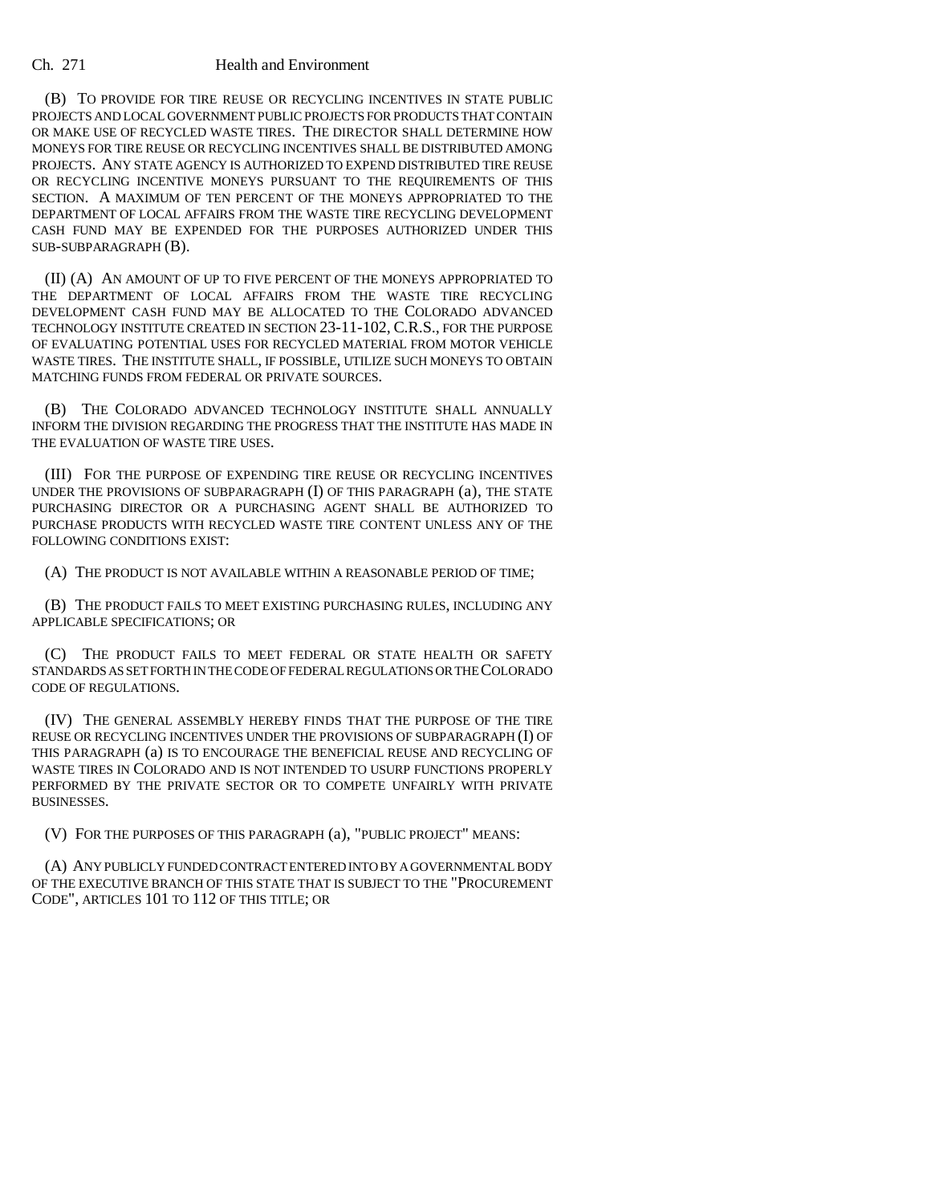(B) TO PROVIDE FOR TIRE REUSE OR RECYCLING INCENTIVES IN STATE PUBLIC PROJECTS AND LOCAL GOVERNMENT PUBLIC PROJECTS FOR PRODUCTS THAT CONTAIN OR MAKE USE OF RECYCLED WASTE TIRES. THE DIRECTOR SHALL DETERMINE HOW MONEYS FOR TIRE REUSE OR RECYCLING INCENTIVES SHALL BE DISTRIBUTED AMONG PROJECTS. ANY STATE AGENCY IS AUTHORIZED TO EXPEND DISTRIBUTED TIRE REUSE OR RECYCLING INCENTIVE MONEYS PURSUANT TO THE REQUIREMENTS OF THIS SECTION. A MAXIMUM OF TEN PERCENT OF THE MONEYS APPROPRIATED TO THE DEPARTMENT OF LOCAL AFFAIRS FROM THE WASTE TIRE RECYCLING DEVELOPMENT CASH FUND MAY BE EXPENDED FOR THE PURPOSES AUTHORIZED UNDER THIS SUB-SUBPARAGRAPH (B).

(II) (A) AN AMOUNT OF UP TO FIVE PERCENT OF THE MONEYS APPROPRIATED TO THE DEPARTMENT OF LOCAL AFFAIRS FROM THE WASTE TIRE RECYCLING DEVELOPMENT CASH FUND MAY BE ALLOCATED TO THE COLORADO ADVANCED TECHNOLOGY INSTITUTE CREATED IN SECTION 23-11-102, C.R.S., FOR THE PURPOSE OF EVALUATING POTENTIAL USES FOR RECYCLED MATERIAL FROM MOTOR VEHICLE WASTE TIRES. THE INSTITUTE SHALL, IF POSSIBLE, UTILIZE SUCH MONEYS TO OBTAIN MATCHING FUNDS FROM FEDERAL OR PRIVATE SOURCES.

(B) THE COLORADO ADVANCED TECHNOLOGY INSTITUTE SHALL ANNUALLY INFORM THE DIVISION REGARDING THE PROGRESS THAT THE INSTITUTE HAS MADE IN THE EVALUATION OF WASTE TIRE USES.

(III) FOR THE PURPOSE OF EXPENDING TIRE REUSE OR RECYCLING INCENTIVES UNDER THE PROVISIONS OF SUBPARAGRAPH (I) OF THIS PARAGRAPH (a), THE STATE PURCHASING DIRECTOR OR A PURCHASING AGENT SHALL BE AUTHORIZED TO PURCHASE PRODUCTS WITH RECYCLED WASTE TIRE CONTENT UNLESS ANY OF THE FOLLOWING CONDITIONS EXIST:

(A) THE PRODUCT IS NOT AVAILABLE WITHIN A REASONABLE PERIOD OF TIME;

(B) THE PRODUCT FAILS TO MEET EXISTING PURCHASING RULES, INCLUDING ANY APPLICABLE SPECIFICATIONS; OR

(C) THE PRODUCT FAILS TO MEET FEDERAL OR STATE HEALTH OR SAFETY STANDARDS AS SET FORTH IN THE CODE OF FEDERAL REGULATIONS OR THE COLORADO CODE OF REGULATIONS.

(IV) THE GENERAL ASSEMBLY HEREBY FINDS THAT THE PURPOSE OF THE TIRE REUSE OR RECYCLING INCENTIVES UNDER THE PROVISIONS OF SUBPARAGRAPH (I) OF THIS PARAGRAPH (a) IS TO ENCOURAGE THE BENEFICIAL REUSE AND RECYCLING OF WASTE TIRES IN COLORADO AND IS NOT INTENDED TO USURP FUNCTIONS PROPERLY PERFORMED BY THE PRIVATE SECTOR OR TO COMPETE UNFAIRLY WITH PRIVATE BUSINESSES.

(V) FOR THE PURPOSES OF THIS PARAGRAPH (a), "PUBLIC PROJECT" MEANS:

(A) ANY PUBLICLY FUNDED CONTRACT ENTERED INTO BY A GOVERNMENTAL BODY OF THE EXECUTIVE BRANCH OF THIS STATE THAT IS SUBJECT TO THE "PROCUREMENT CODE", ARTICLES 101 TO 112 OF THIS TITLE; OR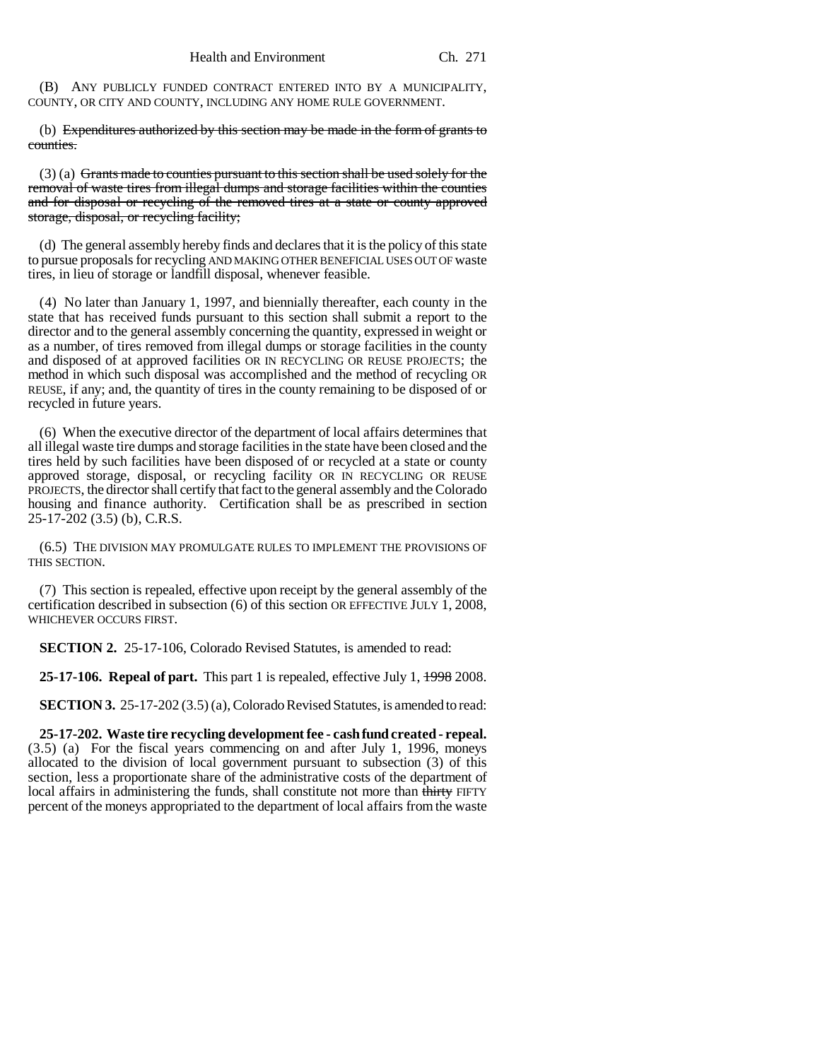(B) ANY PUBLICLY FUNDED CONTRACT ENTERED INTO BY A MUNICIPALITY, COUNTY, OR CITY AND COUNTY, INCLUDING ANY HOME RULE GOVERNMENT.

(b) ~~Expenditures authorized by this section may be made in the form of grants to counties.~~

(3) (a) ~~Grants made to counties pursuant to this section shall be used solely for the removal of waste tires from illegal dumps and storage facilities within the counties and for disposal or recycling of the removed tires at a state or county approved storage, disposal, or recycling facility;~~

(d) The general assembly hereby finds and declares that it is the policy of this state to pursue proposals for recycling AND MAKING OTHER BENEFICIAL USES OUT OF waste tires, in lieu of storage or landfill disposal, whenever feasible.

(4) No later than January 1, 1997, and biennially thereafter, each county in the state that has received funds pursuant to this section shall submit a report to the director and to the general assembly concerning the quantity, expressed in weight or as a number, of tires removed from illegal dumps or storage facilities in the county and disposed of at approved facilities OR IN RECYCLING OR REUSE PROJECTS; the method in which such disposal was accomplished and the method of recycling OR REUSE, if any; and, the quantity of tires in the county remaining to be disposed of or recycled in future years.

(6) When the executive director of the department of local affairs determines that all illegal waste tire dumps and storage facilities in the state have been closed and the tires held by such facilities have been disposed of or recycled at a state or county approved storage, disposal, or recycling facility OR IN RECYCLING OR REUSE PROJECTS, the director shall certify that fact to the general assembly and the Colorado housing and finance authority. Certification shall be as prescribed in section 25-17-202 (3.5) (b), C.R.S.

(6.5) THE DIVISION MAY PROMULGATE RULES TO IMPLEMENT THE PROVISIONS OF THIS SECTION.

(7) This section is repealed, effective upon receipt by the general assembly of the certification described in subsection (6) of this section OR EFFECTIVE JULY 1, 2008, WHICHEVER OCCURS FIRST.

**SECTION 2.** 25-17-106, Colorado Revised Statutes, is amended to read:

**25-17-106. Repeal of part.** This part 1 is repealed, effective July 1, ~~1998~~ 2008.

**SECTION 3.** 25-17-202 (3.5) (a), Colorado Revised Statutes, is amended to read:

**25-17-202. Waste tire recycling development fee - cash fund created - repeal.** (3.5) (a) For the fiscal years commencing on and after July 1, 1996, moneys allocated to the division of local government pursuant to subsection (3) of this section, less a proportionate share of the administrative costs of the department of local affairs in administering the funds, shall constitute not more than ~~thirty~~ FIFTY percent of the moneys appropriated to the department of local affairs from the waste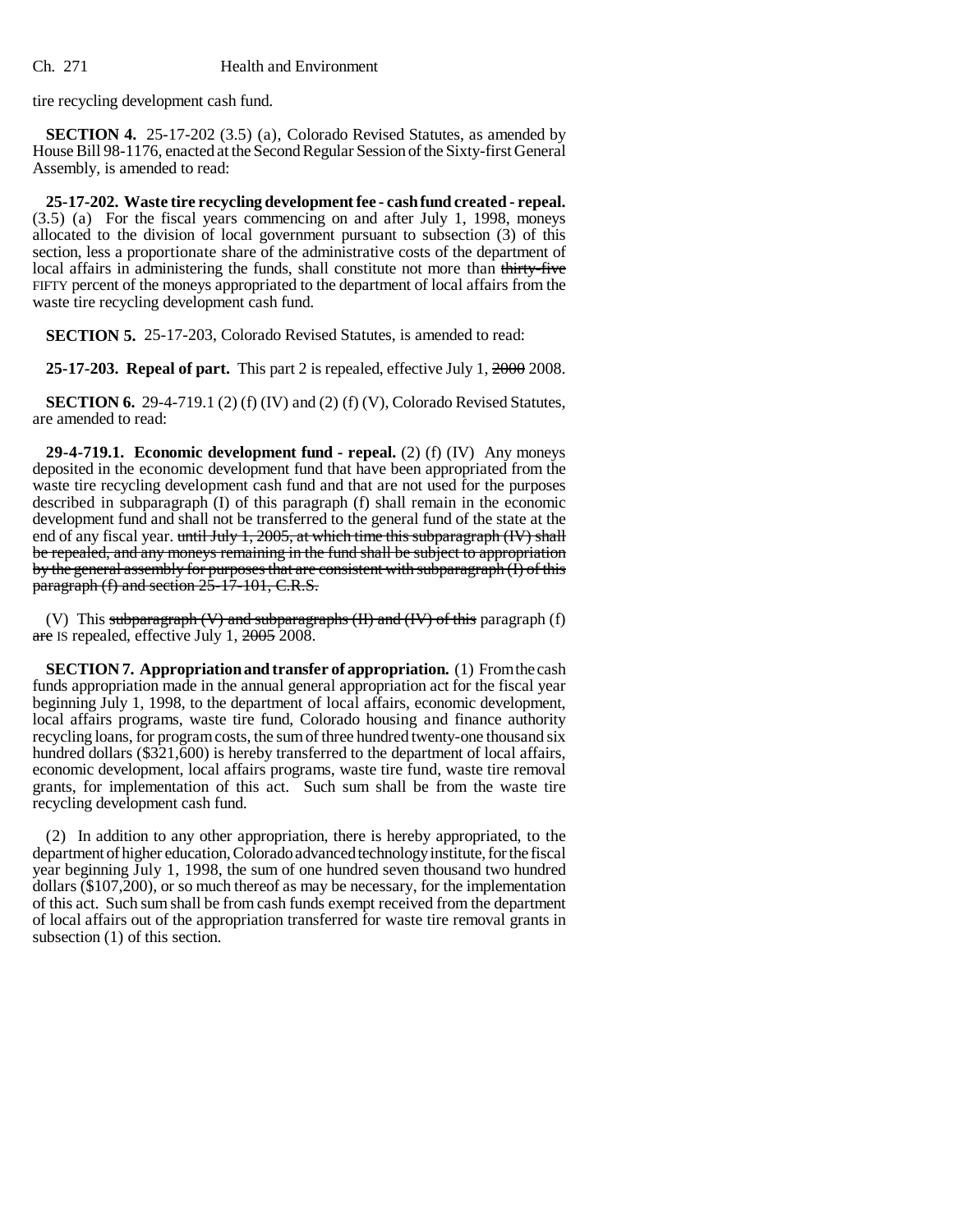tire recycling development cash fund.

**SECTION 4.** 25-17-202 (3.5) (a), Colorado Revised Statutes, as amended by House Bill 98-1176, enacted at the Second Regular Session of the Sixty-first General Assembly, is amended to read:

**25-17-202. Waste tire recycling development fee - cash fund created - repeal.** (3.5) (a) For the fiscal years commencing on and after July 1, 1998, moneys allocated to the division of local government pursuant to subsection (3) of this section, less a proportionate share of the administrative costs of the department of local affairs in administering the funds, shall constitute not more than ~~thirty-five~~ FIFTY percent of the moneys appropriated to the department of local affairs from the waste tire recycling development cash fund.

**SECTION 5.** 25-17-203, Colorado Revised Statutes, is amended to read:

**25-17-203. Repeal of part.** This part 2 is repealed, effective July 1, ~~2000~~ 2008.

**SECTION 6.** 29-4-719.1 (2) (f) (IV) and (2) (f) (V), Colorado Revised Statutes, are amended to read:

**29-4-719.1. Economic development fund - repeal.** (2) (f) (IV) Any moneys deposited in the economic development fund that have been appropriated from the waste tire recycling development cash fund and that are not used for the purposes described in subparagraph (I) of this paragraph (f) shall remain in the economic development fund and shall not be transferred to the general fund of the state at the end of any fiscal year. ~~until July 1, 2005, at which time this subparagraph (IV) shall be repealed, and any moneys remaining in the fund shall be subject to appropriation by the general assembly for purposes that are consistent with subparagraph (I) of this paragraph (f) and section 25-17-101, C.R.S.~~

(V) This ~~subparagraph (V) and subparagraphs (II) and (IV) of this~~ paragraph (f) ~~are~~ IS repealed, effective July 1, ~~2005~~ 2008.

**SECTION 7. Appropriation and transfer of appropriation.** (1) From the cash funds appropriation made in the annual general appropriation act for the fiscal year beginning July 1, 1998, to the department of local affairs, economic development, local affairs programs, waste tire fund, Colorado housing and finance authority recycling loans, for program costs, the sum of three hundred twenty-one thousand six hundred dollars ($321,600) is hereby transferred to the department of local affairs, economic development, local affairs programs, waste tire fund, waste tire removal grants, for implementation of this act. Such sum shall be from the waste tire recycling development cash fund.

(2) In addition to any other appropriation, there is hereby appropriated, to the department of higher education, Colorado advanced technology institute, for the fiscal year beginning July 1, 1998, the sum of one hundred seven thousand two hundred dollars ($107,200), or so much thereof as may be necessary, for the implementation of this act. Such sum shall be from cash funds exempt received from the department of local affairs out of the appropriation transferred for waste tire removal grants in subsection (1) of this section.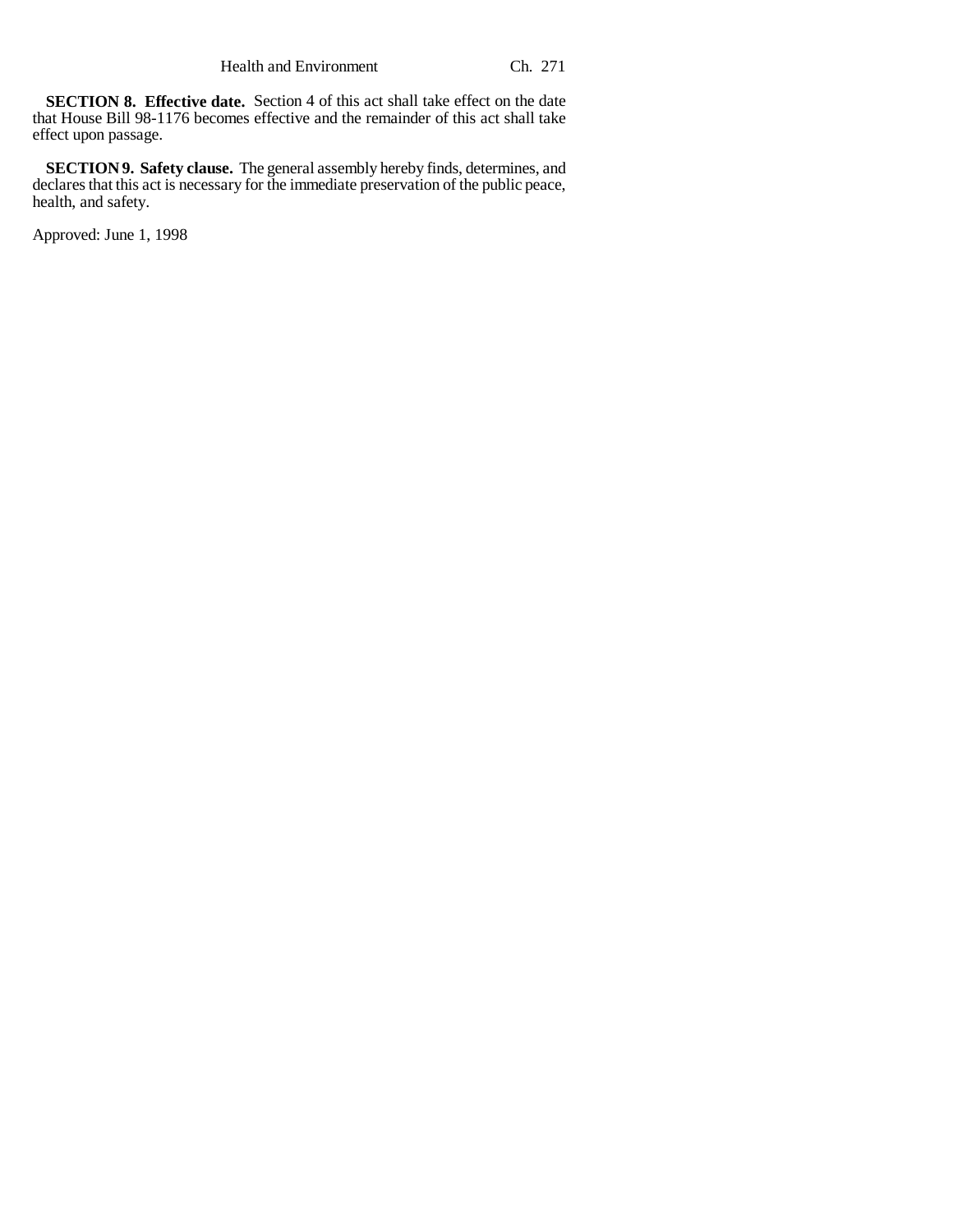**SECTION 8. Effective date.** Section 4 of this act shall take effect on the date that House Bill 98-1176 becomes effective and the remainder of this act shall take effect upon passage.

**SECTION 9. Safety clause.** The general assembly hereby finds, determines, and declares that this act is necessary for the immediate preservation of the public peace, health, and safety.

Approved: June 1, 1998